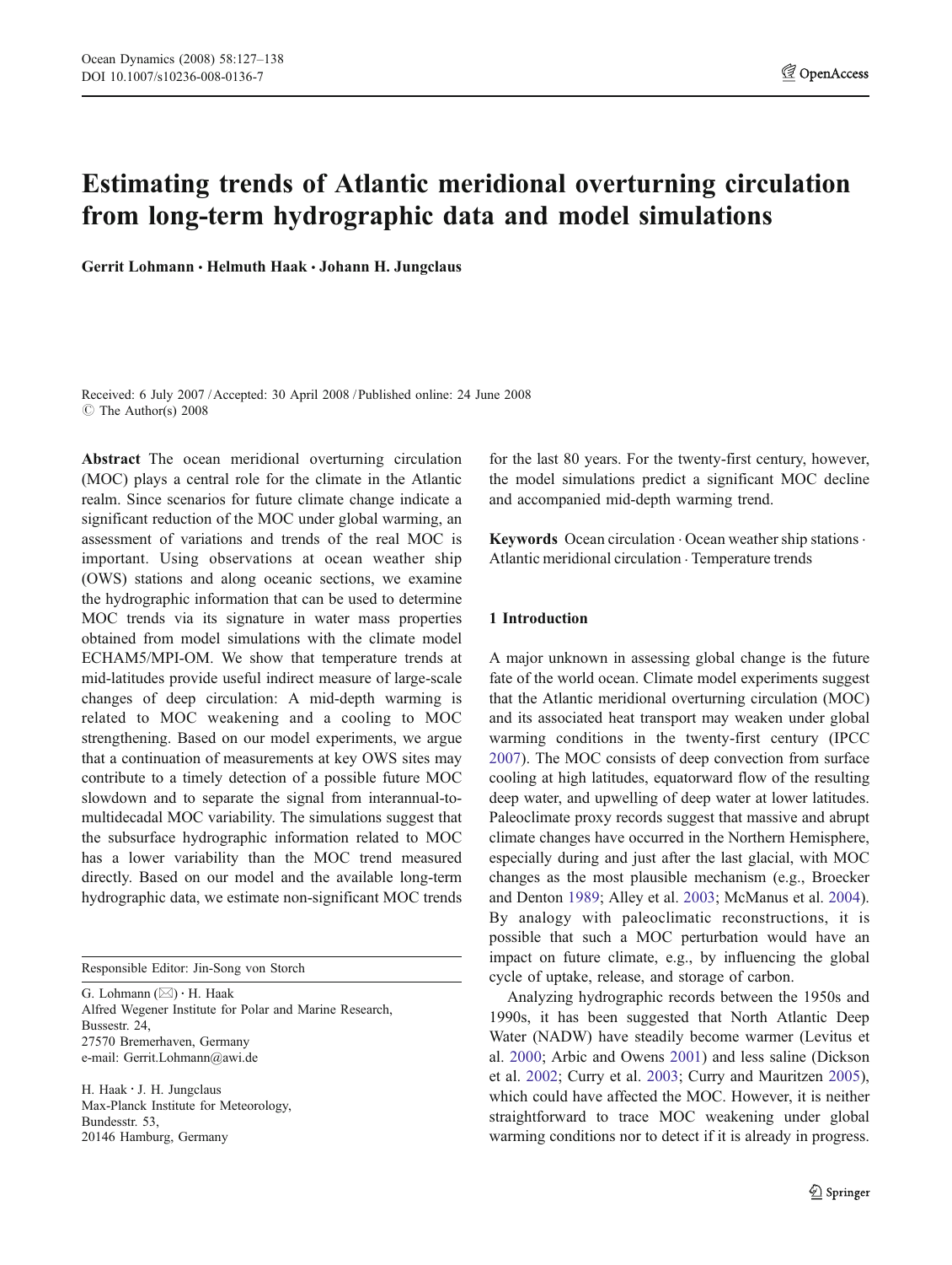# Estimating trends of Atlantic meridional overturning circulation from long-term hydrographic data and model simulations

**Gerrit Lohmann · Helmuth Haak · Johann H. Jungclaus**

Received: 6 July 2007 / Accepted: 30 April 2008 / Published online: 24 June 2008
© The Author(s) 2008

**Abstract** The ocean meridional overturning circulation (MOC) plays a central role for the climate in the Atlantic realm. Since scenarios for future climate change indicate a significant reduction of the MOC under global warming, an assessment of variations and trends of the real MOC is important. Using observations at ocean weather ship (OWS) stations and along oceanic sections, we examine the hydrographic information that can be used to determine MOC trends via its signature in water mass properties obtained from model simulations with the climate model ECHAM5/MPI-OM. We show that temperature trends at mid-latitudes provide useful indirect measure of large-scale changes of deep circulation: A mid-depth warming is related to MOC weakening and a cooling to MOC strengthening. Based on our model experiments, we argue that a continuation of measurements at key OWS sites may contribute to a timely detection of a possible future MOC slowdown and to separate the signal from interannual-to-multidecadal MOC variability. The simulations suggest that the subsurface hydrographic information related to MOC has a lower variability than the MOC trend measured directly. Based on our model and the available long-term hydrographic data, we estimate non-significant MOC trends for the last 80 years. For the twenty-first century, however, the model simulations predict a significant MOC decline and accompanied mid-depth warming trend.

**Keywords** Ocean circulation · Ocean weather ship stations · Atlantic meridional circulation · Temperature trends

Responsible Editor: Jin-Song von Storch

G. Lohmann (✉) · H. Haak
Alfred Wegener Institute for Polar and Marine Research, Bussestr. 24, 27570 Bremerhaven, Germany
e-mail: Gerrit.Lohmann@awi.de

H. Haak · J. H. Jungclaus
Max-Planck Institute for Meteorology, Bundesstr. 53, 20146 Hamburg, Germany

## 1 Introduction

A major unknown in assessing global change is the future fate of the world ocean. Climate model experiments suggest that the Atlantic meridional overturning circulation (MOC) and its associated heat transport may weaken under global warming conditions in the twenty-first century (IPCC 2007). The MOC consists of deep convection from surface cooling at high latitudes, equatorward flow of the resulting deep water, and upwelling of deep water at lower latitudes. Paleoclimate proxy records suggest that massive and abrupt climate changes have occurred in the Northern Hemisphere, especially during and just after the last glacial, with MOC changes as the most plausible mechanism (e.g., Broecker and Denton 1989; Alley et al. 2003; McManus et al. 2004). By analogy with paleoclimatic reconstructions, it is possible that such a MOC perturbation would have an impact on future climate, e.g., by influencing the global cycle of uptake, release, and storage of carbon.

Analyzing hydrographic records between the 1950s and 1990s, it has been suggested that North Atlantic Deep Water (NADW) have steadily become warmer (Levitus et al. 2000; Arbic and Owens 2001) and less saline (Dickson et al. 2002; Curry et al. 2003; Curry and Mauritzen 2005), which could have affected the MOC. However, it is neither straightforward to trace MOC weakening under global warming conditions nor to detect if it is already in progress.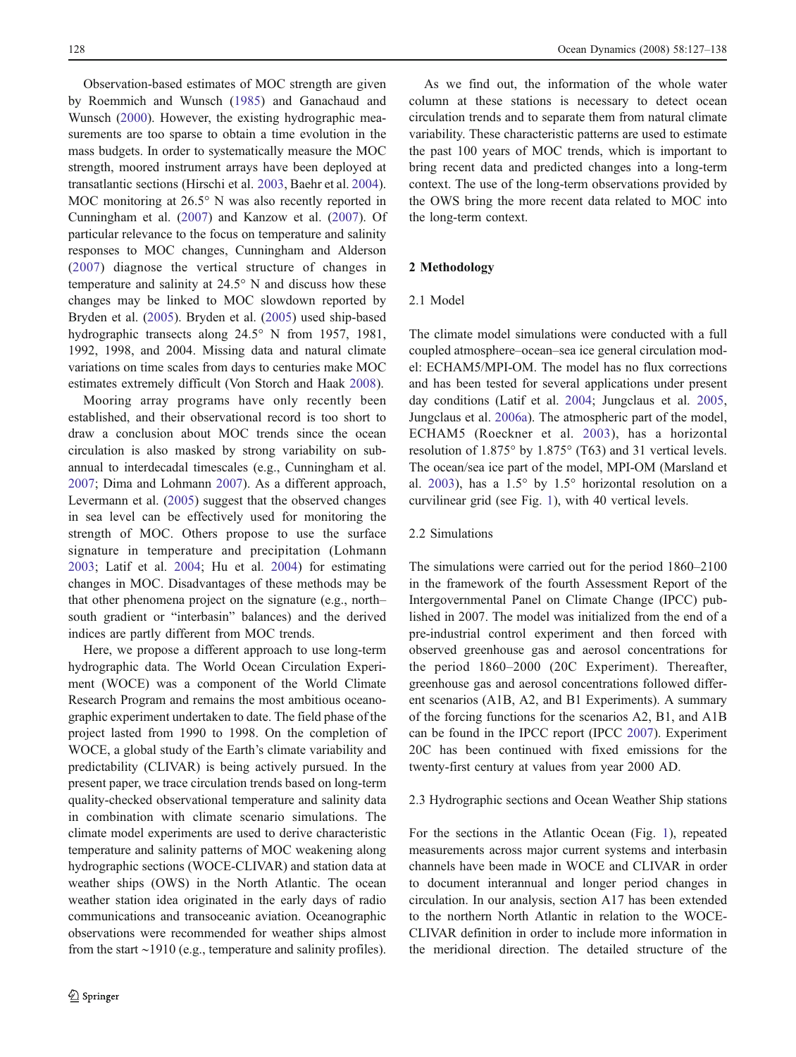Observation-based estimates of MOC strength are given by Roemmich and Wunsch (1985) and Ganachaud and Wunsch (2000). However, the existing hydrographic measurements are too sparse to obtain a time evolution in the mass budgets. In order to systematically measure the MOC strength, moored instrument arrays have been deployed at transatlantic sections (Hirschi et al. 2003, Baehr et al. 2004). MOC monitoring at 26.5° N was also recently reported in Cunningham et al. (2007) and Kanzow et al. (2007). Of particular relevance to the focus on temperature and salinity responses to MOC changes, Cunningham and Alderson (2007) diagnose the vertical structure of changes in temperature and salinity at 24.5° N and discuss how these changes may be linked to MOC slowdown reported by Bryden et al. (2005). Bryden et al. (2005) used ship-based hydrographic transects along 24.5° N from 1957, 1981, 1992, 1998, and 2004. Missing data and natural climate variations on time scales from days to centuries make MOC estimates extremely difficult (Von Storch and Haak 2008).

Mooring array programs have only recently been established, and their observational record is too short to draw a conclusion about MOC trends since the ocean circulation is also masked by strong variability on sub-annual to interdecadal timescales (e.g., Cunningham et al. 2007; Dima and Lohmann 2007). As a different approach, Levermann et al. (2005) suggest that the observed changes in sea level can be effectively used for monitoring the strength of MOC. Others propose to use the surface signature in temperature and precipitation (Lohmann 2003; Latif et al. 2004; Hu et al. 2004) for estimating changes in MOC. Disadvantages of these methods may be that other phenomena project on the signature (e.g., north–south gradient or "interbasin" balances) and the derived indices are partly different from MOC trends.

Here, we propose a different approach to use long-term hydrographic data. The World Ocean Circulation Experiment (WOCE) was a component of the World Climate Research Program and remains the most ambitious oceanographic experiment undertaken to date. The field phase of the project lasted from 1990 to 1998. On the completion of WOCE, a global study of the Earth's climate variability and predictability (CLIVAR) is being actively pursued. In the present paper, we trace circulation trends based on long-term quality-checked observational temperature and salinity data in combination with climate scenario simulations. The climate model experiments are used to derive characteristic temperature and salinity patterns of MOC weakening along hydrographic sections (WOCE-CLIVAR) and station data at weather ships (OWS) in the North Atlantic. The ocean weather station idea originated in the early days of radio communications and transoceanic aviation. Oceanographic observations were recommended for weather ships almost from the start ~1910 (e.g., temperature and salinity profiles).

As we find out, the information of the whole water column at these stations is necessary to detect ocean circulation trends and to separate them from natural climate variability. These characteristic patterns are used to estimate the past 100 years of MOC trends, which is important to bring recent data and predicted changes into a long-term context. The use of the long-term observations provided by the OWS bring the more recent data related to MOC into the long-term context.

## 2 Methodology

### 2.1 Model

The climate model simulations were conducted with a full coupled atmosphere–ocean–sea ice general circulation model: ECHAM5/MPI-OM. The model has no flux corrections and has been tested for several applications under present day conditions (Latif et al. 2004; Jungclaus et al. 2005, Jungclaus et al. 2006a). The atmospheric part of the model, ECHAM5 (Roeckner et al. 2003), has a horizontal resolution of 1.875° by 1.875° (T63) and 31 vertical levels. The ocean/sea ice part of the model, MPI-OM (Marsland et al. 2003), has a 1.5° by 1.5° horizontal resolution on a curvilinear grid (see Fig. 1), with 40 vertical levels.

### 2.2 Simulations

The simulations were carried out for the period 1860–2100 in the framework of the fourth Assessment Report of the Intergovernmental Panel on Climate Change (IPCC) published in 2007. The model was initialized from the end of a pre-industrial control experiment and then forced with observed greenhouse gas and aerosol concentrations for the period 1860–2000 (20C Experiment). Thereafter, greenhouse gas and aerosol concentrations followed different scenarios (A1B, A2, and B1 Experiments). A summary of the forcing functions for the scenarios A2, B1, and A1B can be found in the IPCC report (IPCC 2007). Experiment 20C has been continued with fixed emissions for the twenty-first century at values from year 2000 AD.

### 2.3 Hydrographic sections and Ocean Weather Ship stations

For the sections in the Atlantic Ocean (Fig. 1), repeated measurements across major current systems and interbasin channels have been made in WOCE and CLIVAR in order to document interannual and longer period changes in circulation. In our analysis, section A17 has been extended to the northern North Atlantic in relation to the WOCE-CLIVAR definition in order to include more information in the meridional direction. The detailed structure of the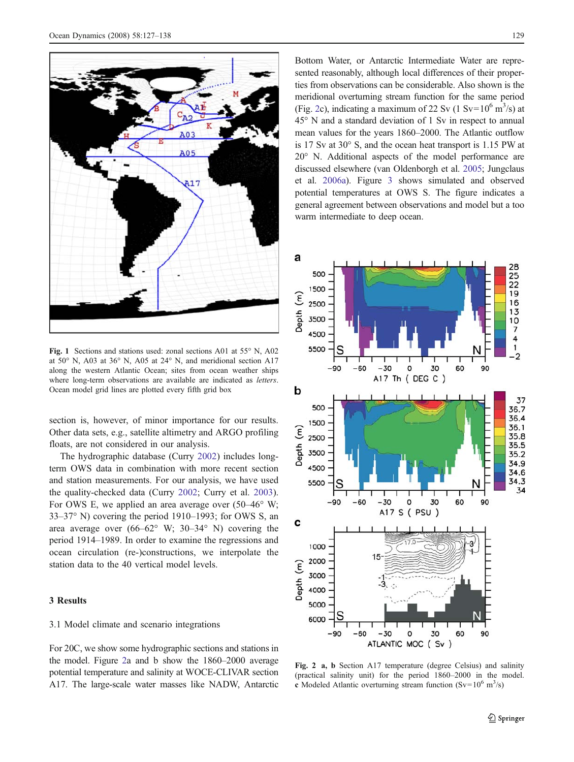**Fig. 1** Sections and stations used: zonal sections A01 at 55° N, A02 at 50° N, A03 at 36° N, A05 at 24° N, and meridional section A17 along the western Atlantic Ocean; sites from ocean weather ships where long-term observations are available are indicated as *letters*. Ocean model grid lines are plotted every fifth grid box

section is, however, of minor importance for our results. Other data sets, e.g., satellite altimetry and ARGO profiling floats, are not considered in our analysis.

The hydrographic database (Curry 2002) includes long-term OWS data in combination with more recent section and station measurements. For our analysis, we have used the quality-checked data (Curry 2002; Curry et al. 2003). For OWS E, we applied an area average over (50–46° W; 33–37° N) covering the period 1910–1993; for OWS S, an area average over (66–62° W; 30–34° N) covering the period 1914–1989. In order to examine the regressions and ocean circulation (re-)constructions, we interpolate the station data to the 40 vertical model levels.

## 3 Results

### 3.1 Model climate and scenario integrations

For 20C, we show some hydrographic sections and stations in the model. Figure 2a and b show the 1860–2000 average potential temperature and salinity at WOCE-CLIVAR section A17. The large-scale water masses like NADW, Antarctic Bottom Water, or Antarctic Intermediate Water are represented reasonably, although local differences of their properties from observations can be considerable. Also shown is the meridional overturning stream function for the same period (Fig. 2c), indicating a maximum of 22 Sv (1 Sv=$10^6$ $m^3$/s) at 45° N and a standard deviation of 1 Sv in respect to annual mean values for the years 1860–2000. The Atlantic outflow is 17 Sv at 30° S, and the ocean heat transport is 1.15 PW at 20° N. Additional aspects of the model performance are discussed elsewhere (van Oldenborgh et al. 2005; Jungclaus et al. 2006a). Figure 3 shows simulated and observed potential temperatures at OWS S. The figure indicates a general agreement between observations and model but a too warm intermediate to deep ocean.

**Fig. 2** **a, b** Section A17 temperature (degree Celsius) and salinity (practical salinity unit) for the period 1860–2000 in the model. **c** Modeled Atlantic overturning stream function (Sv=$10^6$ $m^3$/s)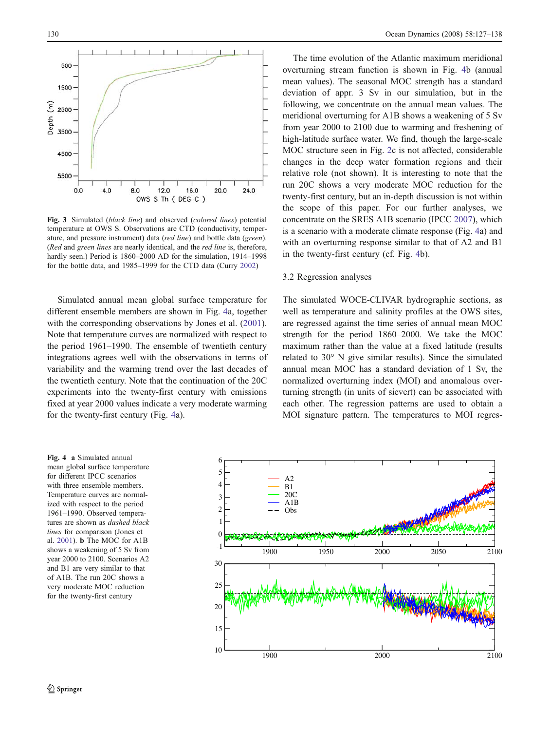**Fig. 3** Simulated (*black line*) and observed (*colored lines*) potential temperature at OWS S. Observations are CTD (conductivity, temperature, and pressure instrument) data (*red line*) and bottle data (*green*). (*Red* and *green lines* are nearly identical, and the *red line* is, therefore, hardly seen.) Period is 1860–2000 AD for the simulation, 1914–1998 for the bottle data, and 1985–1999 for the CTD data (Curry 2002)

Simulated annual mean global surface temperature for different ensemble members are shown in Fig. 4a, together with the corresponding observations by Jones et al. (2001). Note that temperature curves are normalized with respect to the period 1961–1990. The ensemble of twentieth century integrations agrees well with the observations in terms of variability and the warming trend over the last decades of the twentieth century. Note that the continuation of the 20C experiments into the twenty-first century with emissions fixed at year 2000 values indicate a very moderate warming for the twenty-first century (Fig. 4a).

The time evolution of the Atlantic maximum meridional overturning stream function is shown in Fig. 4b (annual mean values). The seasonal MOC strength has a standard deviation of appr. 3 Sv in our simulation, but in the following, we concentrate on the annual mean values. The meridional overturning for A1B shows a weakening of 5 Sv from year 2000 to 2100 due to warming and freshening of high-latitude surface water. We find, though the large-scale MOC structure seen in Fig. 2c is not affected, considerable changes in the deep water formation regions and their relative role (not shown). It is interesting to note that the run 20C shows a very moderate MOC reduction for the twenty-first century, but an in-depth discussion is not within the scope of this paper. For our further analyses, we concentrate on the SRES A1B scenario (IPCC 2007), which is a scenario with a moderate climate response (Fig. 4a) and with an overturning response similar to that of A2 and B1 in the twenty-first century (cf. Fig. 4b).

### 3.2 Regression analyses

The simulated WOCE-CLIVAR hydrographic sections, as well as temperature and salinity profiles at the OWS sites, are regressed against the time series of annual mean MOC strength for the period 1860–2000. We take the MOC maximum rather than the value at a fixed latitude (results related to 30° N give similar results). Since the simulated annual mean MOC has a standard deviation of 1 Sv, the normalized overturning index (MOI) and anomalous overturning strength (in units of sievert) can be associated with each other. The regression patterns are used to obtain a MOI signature pattern. The temperatures to MOI regres-

**Fig. 4** **a** Simulated annual mean global surface temperature for different IPCC scenarios with three ensemble members. Temperature curves are normalized with respect to the period 1961–1990. Observed temperatures are shown as *dashed black lines* for comparison (Jones et al. 2001). **b** The MOC for A1B shows a weakening of 5 Sv from year 2000 to 2100. Scenarios A2 and B1 are very similar to that of A1B. The run 20C shows a very moderate MOC reduction for the twenty-first century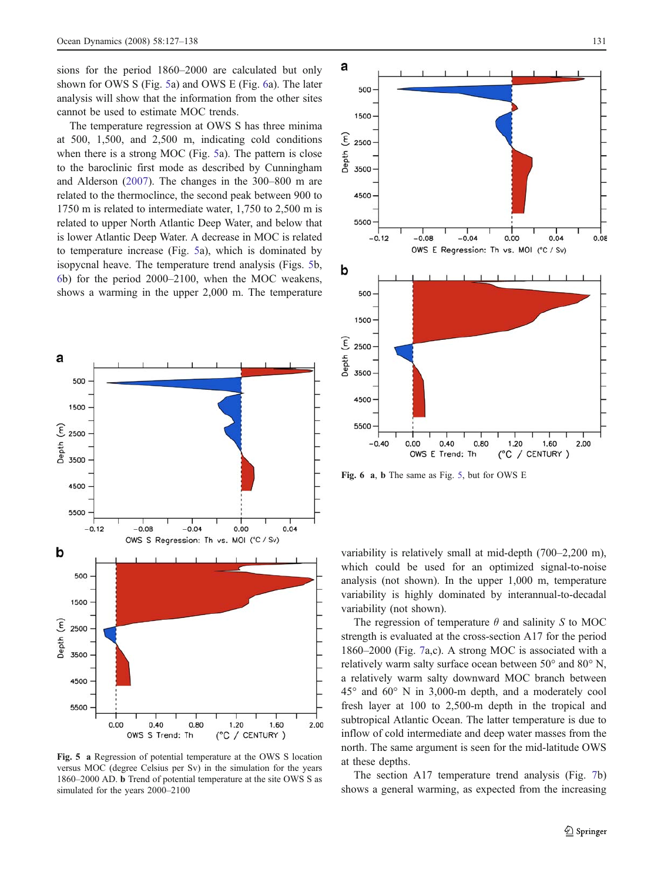sions for the period 1860–2000 are calculated but only shown for OWS S (Fig. 5a) and OWS E (Fig. 6a). The later analysis will show that the information from the other sites cannot be used to estimate MOC trends.

The temperature regression at OWS S has three minima at 500, 1,500, and 2,500 m, indicating cold conditions when there is a strong MOC (Fig. 5a). The pattern is close to the baroclinic first mode as described by Cunningham and Alderson (2007). The changes in the 300–800 m are related to the thermoclince, the second peak between 900 to 1750 m is related to intermediate water, 1,750 to 2,500 m is related to upper North Atlantic Deep Water, and below that is lower Atlantic Deep Water. A decrease in MOC is related to temperature increase (Fig. 5a), which is dominated by isopycnal heave. The temperature trend analysis (Figs. 5b, 6b) for the period 2000–2100, when the MOC weakens, shows a warming in the upper 2,000 m. The temperature variability is relatively small at mid-depth (700–2,200 m), which could be used for an optimized signal-to-noise analysis (not shown). In the upper 1,000 m, temperature variability is highly dominated by interannual-to-decadal variability (not shown).

**Fig. 5** **a** Regression of potential temperature at the OWS S location versus MOC (degree Celsius per Sv) in the simulation for the years 1860–2000 AD. **b** Trend of potential temperature at the site OWS S as simulated for the years 2000–2100

**Fig. 6** **a**, **b** The same as Fig. 5, but for OWS E

The regression of temperature $\theta$ and salinity $S$ to MOC strength is evaluated at the cross-section A17 for the period 1860–2000 (Fig. 7a,c). A strong MOC is associated with a relatively warm salty surface ocean between 50° and 80° N, a relatively warm salty downward MOC branch between 45° and 60° N in 3,000-m depth, and a moderately cool fresh layer at 100 to 2,500-m depth in the tropical and subtropical Atlantic Ocean. The latter temperature is due to inflow of cold intermediate and deep water masses from the north. The same argument is seen for the mid-latitude OWS at these depths.

The section A17 temperature trend analysis (Fig. 7b) shows a general warming, as expected from the increasing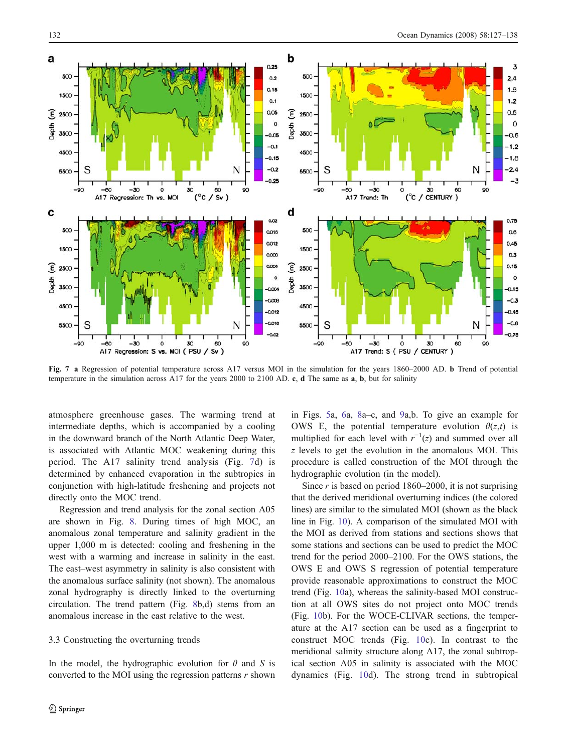**Fig. 7** **a** Regression of potential temperature across A17 versus MOI in the simulation for the years 1860–2000 AD. **b** Trend of potential temperature in the simulation across A17 for the years 2000 to 2100 AD. **c**, **d** The same as **a**, **b**, but for salinity

atmosphere greenhouse gases. The warming trend at intermediate depths, which is accompanied by a cooling in the downward branch of the North Atlantic Deep Water, is associated with Atlantic MOC weakening during this period. The A17 salinity trend analysis (Fig. 7d) is determined by enhanced evaporation in the subtropics in conjunction with high-latitude freshening and projects not directly onto the MOC trend.

Regression and trend analysis for the zonal section A05 are shown in Fig. 8. During times of high MOC, an anomalous zonal temperature and salinity gradient in the upper 1,000 m is detected: cooling and freshening in the west with a warming and increase in salinity in the east. The east–west asymmetry in salinity is also consistent with the anomalous surface salinity (not shown). The anomalous zonal hydrography is directly linked to the overturning circulation. The trend pattern (Fig. 8b,d) stems from an anomalous increase in the east relative to the west.

### 3.3 Constructing the overturning trends

In the model, the hydrographic evolution for $\theta$ and $S$ is converted to the MOI using the regression patterns $r$ shown in Figs. 5a, 6a, 8a–c, and 9a,b. To give an example for OWS E, the potential temperature evolution $\theta(z,t)$ is multiplied for each level with $r^{-1}(z)$ and summed over all $z$ levels to get the evolution in the anomalous MOI. This procedure is called construction of the MOI through the hydrographic evolution (in the model).

Since $r$ is based on period 1860–2000, it is not surprising that the derived meridional overturning indices (the colored lines) are similar to the simulated MOI (shown as the black line in Fig. 10). A comparison of the simulated MOI with the MOI as derived from stations and sections shows that some stations and sections can be used to predict the MOC trend for the period 2000–2100. For the OWS stations, the OWS E and OWS S regression of potential temperature provide reasonable approximations to construct the MOC trend (Fig. 10a), whereas the salinity-based MOI construction at all OWS sites do not project onto MOC trends (Fig. 10b). For the WOCE-CLIVAR sections, the temperature at the A17 section can be used as a fingerprint to construct MOC trends (Fig. 10c). In contrast to the meridional salinity structure along A17, the zonal subtropical section A05 in salinity is associated with the MOC dynamics (Fig. 10d). The strong trend in subtropical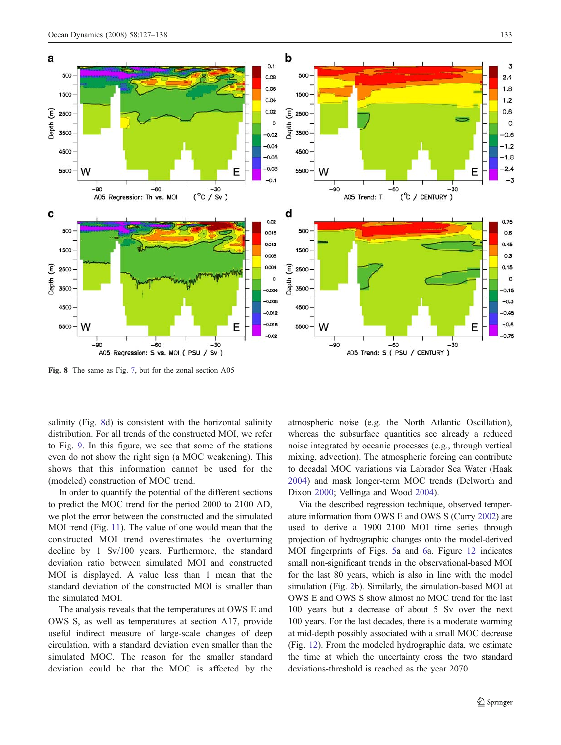Fig. 8 The same as Fig. 7, but for the zonal section A05

salinity (Fig. 8d) is consistent with the horizontal salinity distribution. For all trends of the constructed MOI, we refer to Fig. 9. In this figure, we see that some of the stations even do not show the right sign (a MOC weakening). This shows that this information cannot be used for the (modeled) construction of MOC trend.

In order to quantify the potential of the different sections to predict the MOC trend for the period 2000 to 2100 AD, we plot the error between the constructed and the simulated MOI trend (Fig. 11). The value of one would mean that the constructed MOI trend overestimates the overturning decline by 1 Sv/100 years. Furthermore, the standard deviation ratio between simulated MOI and constructed MOI is displayed. A value less than 1 mean that the standard deviation of the constructed MOI is smaller than the simulated MOI.

The analysis reveals that the temperatures at OWS E and OWS S, as well as temperatures at section A17, provide useful indirect measure of large-scale changes of deep circulation, with a standard deviation even smaller than the simulated MOC. The reason for the smaller standard deviation could be that the MOC is affected by the atmospheric noise (e.g. the North Atlantic Oscillation), whereas the subsurface quantities see already a reduced noise integrated by oceanic processes (e.g., through vertical mixing, advection). The atmospheric forcing can contribute to decadal MOC variations via Labrador Sea Water (Haak 2004) and mask longer-term MOC trends (Delworth and Dixon 2000; Vellinga and Wood 2004).

Via the described regression technique, observed temperature information from OWS E and OWS S (Curry 2002) are used to derive a 1900–2100 MOI time series through projection of hydrographic changes onto the model-derived MOI fingerprints of Figs. 5a and 6a. Figure 12 indicates small non-significant trends in the observational-based MOI for the last 80 years, which is also in line with the model simulation (Fig. 2b). Similarly, the simulation-based MOI at OWS E and OWS S show almost no MOC trend for the last 100 years but a decrease of about 5 Sv over the next 100 years. For the last decades, there is a moderate warming at mid-depth possibly associated with a small MOC decrease (Fig. 12). From the modeled hydrographic data, we estimate the time at which the uncertainty cross the two standard deviations-threshold is reached as the year 2070.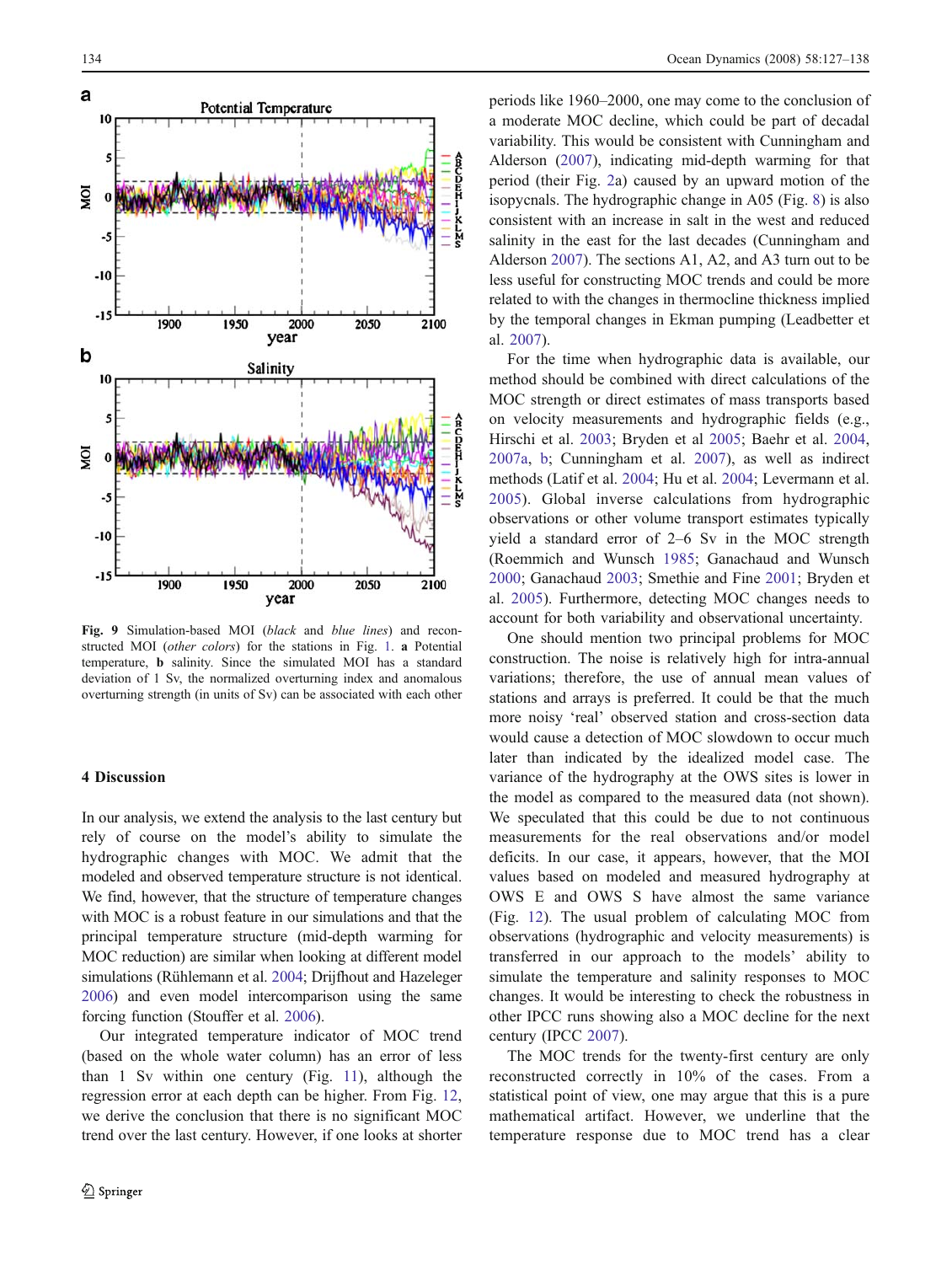**Fig. 9** Simulation-based MOI (*black* and *blue lines*) and reconstructed MOI (*other colors*) for the stations in Fig. 1. **a** Potential temperature, **b** salinity. Since the simulated MOI has a standard deviation of 1 Sv, the normalized overturning index and anomalous overturning strength (in units of Sv) can be associated with each other

## 4 Discussion

In our analysis, we extend the analysis to the last century but rely of course on the model's ability to simulate the hydrographic changes with MOC. We admit that the modeled and observed temperature structure is not identical. We find, however, that the structure of temperature changes with MOC is a robust feature in our simulations and that the principal temperature structure (mid-depth warming for MOC reduction) are similar when looking at different model simulations (Rühlemann et al. 2004; Drijfhout and Hazeleger 2006) and even model intercomparison using the same forcing function (Stouffer et al. 2006).

Our integrated temperature indicator of MOC trend (based on the whole water column) has an error of less than 1 Sv within one century (Fig. 11), although the regression error at each depth can be higher. From Fig. 12, we derive the conclusion that there is no significant MOC trend over the last century. However, if one looks at shorter periods like 1960–2000, one may come to the conclusion of a moderate MOC decline, which could be part of decadal variability. This would be consistent with Cunningham and Alderson (2007), indicating mid-depth warming for that period (their Fig. 2a) caused by an upward motion of the isopycnals. The hydrographic change in A05 (Fig. 8) is also consistent with an increase in salt in the west and reduced salinity in the east for the last decades (Cunningham and Alderson 2007). The sections A1, A2, and A3 turn out to be less useful for constructing MOC trends and could be more related to with the changes in thermocline thickness implied by the temporal changes in Ekman pumping (Leadbetter et al. 2007).

For the time when hydrographic data is available, our method should be combined with direct calculations of the MOC strength or direct estimates of mass transports based on velocity measurements and hydrographic fields (e.g., Hirschi et al. 2003; Bryden et al 2005; Baehr et al. 2004, 2007a, b; Cunningham et al. 2007), as well as indirect methods (Latif et al. 2004; Hu et al. 2004; Levermann et al. 2005). Global inverse calculations from hydrographic observations or other volume transport estimates typically yield a standard error of 2–6 Sv in the MOC strength (Roemmich and Wunsch 1985; Ganachaud and Wunsch 2000; Ganachaud 2003; Smethie and Fine 2001; Bryden et al. 2005). Furthermore, detecting MOC changes needs to account for both variability and observational uncertainty.

One should mention two principal problems for MOC construction. The noise is relatively high for intra-annual variations; therefore, the use of annual mean values of stations and arrays is preferred. It could be that the much more noisy 'real' observed station and cross-section data would cause a detection of MOC slowdown to occur much later than indicated by the idealized model case. The variance of the hydrography at the OWS sites is lower in the model as compared to the measured data (not shown). We speculated that this could be due to not continuous measurements for the real observations and/or model deficits. In our case, it appears, however, that the MOI values based on modeled and measured hydrography at OWS E and OWS S have almost the same variance (Fig. 12). The usual problem of calculating MOC from observations (hydrographic and velocity measurements) is transferred in our approach to the models' ability to simulate the temperature and salinity responses to MOC changes. It would be interesting to check the robustness in other IPCC runs showing also a MOC decline for the next century (IPCC 2007).

The MOC trends for the twenty-first century are only reconstructed correctly in 10% of the cases. From a statistical point of view, one may argue that this is a pure mathematical artifact. However, we underline that the temperature response due to MOC trend has a clear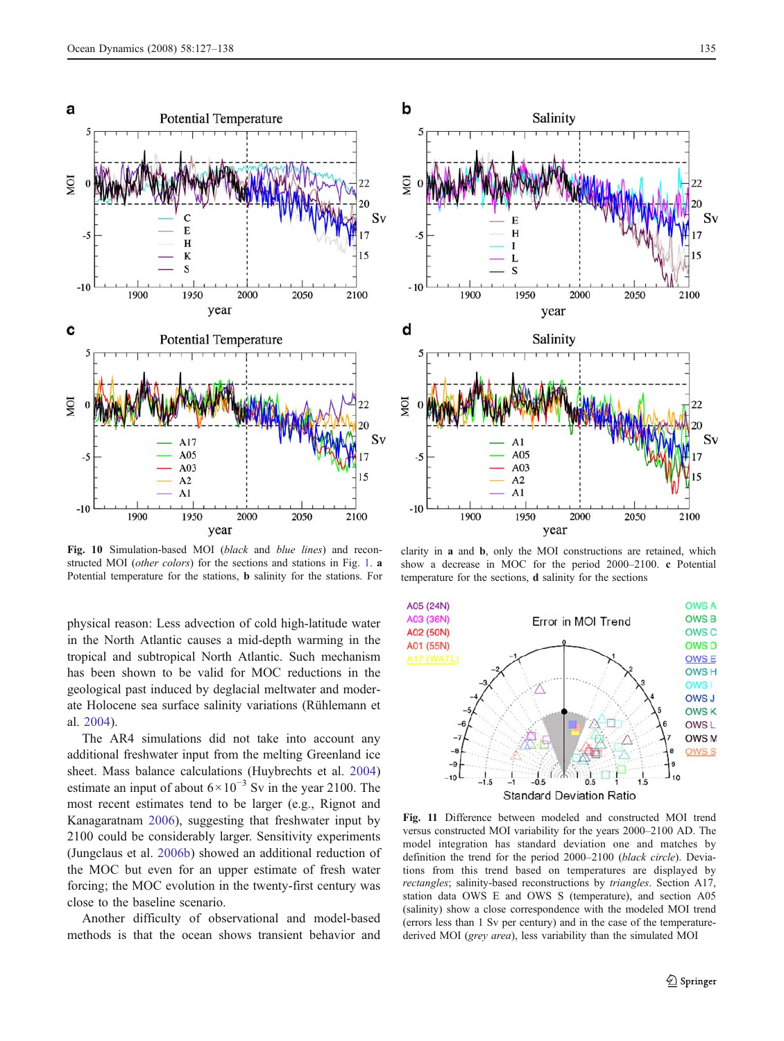**Fig. 10** Simulation-based MOI (*black* and *blue lines*) and reconstructed MOI (*other colors*) for the sections and stations in Fig. 1. **a** Potential temperature for the stations, **b** salinity for the stations. For clarity in **a** and **b**, only the MOI constructions are retained, which show a decrease in MOC for the period 2000–2100. **c** Potential temperature for the sections, **d** salinity for the sections

physical reason: Less advection of cold high-latitude water in the North Atlantic causes a mid-depth warming in the tropical and subtropical North Atlantic. Such mechanism has been shown to be valid for MOC reductions in the geological past induced by deglacial meltwater and moderate Holocene sea surface salinity variations (Rühlemann et al. 2004).

The AR4 simulations did not take into account any additional freshwater input from the melting Greenland ice sheet. Mass balance calculations (Huybrechts et al. 2004) estimate an input of about $6\times10^{-3}$ Sv in the year 2100. The most recent estimates tend to be larger (e.g., Rignot and Kanagaratnam 2006), suggesting that freshwater input by 2100 could be considerably larger. Sensitivity experiments (Jungclaus et al. 2006b) showed an additional reduction of the MOC but even for an upper estimate of fresh water forcing; the MOC evolution in the twenty-first century was close to the baseline scenario.

Another difficulty of observational and model-based methods is that the ocean shows transient behavior and

**Fig. 11** Difference between modeled and constructed MOI trend versus constructed MOI variability for the years 2000–2100 AD. The model integration has standard deviation one and matches by definition the trend for the period 2000–2100 (*black circle*). Deviations from this trend based on temperatures are displayed by *rectangles*; salinity-based reconstructions by *triangles*. Section A17, station data OWS E and OWS S (temperature), and section A05 (salinity) show a close correspondence with the modeled MOI trend (errors less than 1 Sv per century) and in the case of the temperature-derived MOI (*grey area*), less variability than the simulated MOI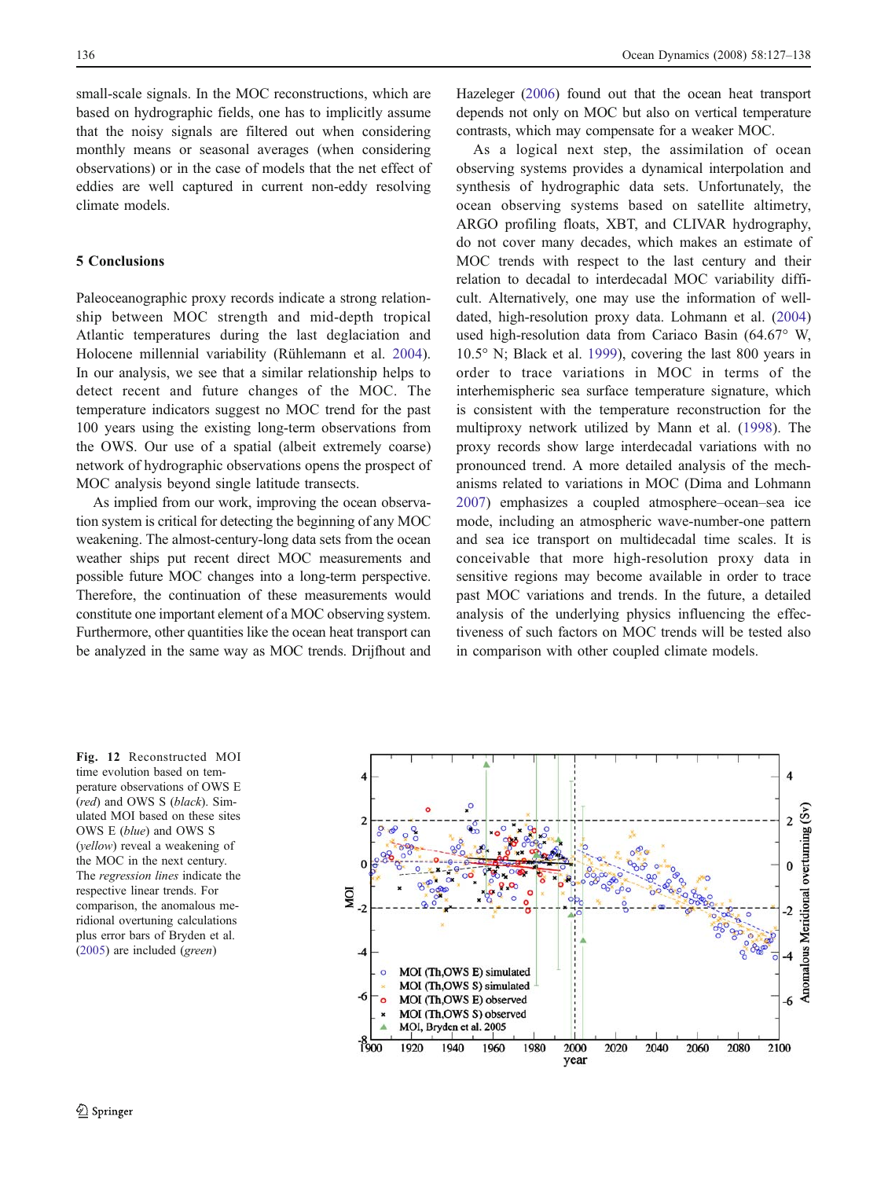small-scale signals. In the MOC reconstructions, which are based on hydrographic fields, one has to implicitly assume that the noisy signals are filtered out when considering monthly means or seasonal averages (when considering observations) or in the case of models that the net effect of eddies are well captured in current non-eddy resolving climate models.

## 5 Conclusions

Paleoceanographic proxy records indicate a strong relationship between MOC strength and mid-depth tropical Atlantic temperatures during the last deglaciation and Holocene millennial variability (Rühlemann et al. 2004). In our analysis, we see that a similar relationship helps to detect recent and future changes of the MOC. The temperature indicators suggest no MOC trend for the past 100 years using the existing long-term observations from the OWS. Our use of a spatial (albeit extremely coarse) network of hydrographic observations opens the prospect of MOC analysis beyond single latitude transects.

As implied from our work, improving the ocean observation system is critical for detecting the beginning of any MOC weakening. The almost-century-long data sets from the ocean weather ships put recent direct MOC measurements and possible future MOC changes into a long-term perspective. Therefore, the continuation of these measurements would constitute one important element of a MOC observing system. Furthermore, other quantities like the ocean heat transport can be analyzed in the same way as MOC trends. Drijfhout and Hazeleger (2006) found out that the ocean heat transport depends not only on MOC but also on vertical temperature contrasts, which may compensate for a weaker MOC.

As a logical next step, the assimilation of ocean observing systems provides a dynamical interpolation and synthesis of hydrographic data sets. Unfortunately, the ocean observing systems based on satellite altimetry, ARGO profiling floats, XBT, and CLIVAR hydrography, do not cover many decades, which makes an estimate of MOC trends with respect to the last century and their relation to decadal to interdecadal MOC variability difficult. Alternatively, one may use the information of well-dated, high-resolution proxy data. Lohmann et al. (2004) used high-resolution data from Cariaco Basin (64.67° W, 10.5° N; Black et al. 1999), covering the last 800 years in order to trace variations in MOC in terms of the interhemispheric sea surface temperature signature, which is consistent with the temperature reconstruction for the multiproxy network utilized by Mann et al. (1998). The proxy records show large interdecadal variations with no pronounced trend. A more detailed analysis of the mechanisms related to variations in MOC (Dima and Lohmann 2007) emphasizes a coupled atmosphere–ocean–sea ice mode, including an atmospheric wave-number-one pattern and sea ice transport on multidecadal time scales. It is conceivable that more high-resolution proxy data in sensitive regions may become available in order to trace past MOC variations and trends. In the future, a detailed analysis of the underlying physics influencing the effectiveness of such factors on MOC trends will be tested also in comparison with other coupled climate models.

**Fig. 12** Reconstructed MOI time evolution based on temperature observations of OWS E (*red*) and OWS S (*black*). Simulated MOI based on these sites OWS E (*blue*) and OWS S (*yellow*) reveal a weakening of the MOC in the next century. The *regression lines* indicate the respective linear trends. For comparison, the anomalous meridional overturning calculations plus error bars of Bryden et al. (2005) are included (*green*)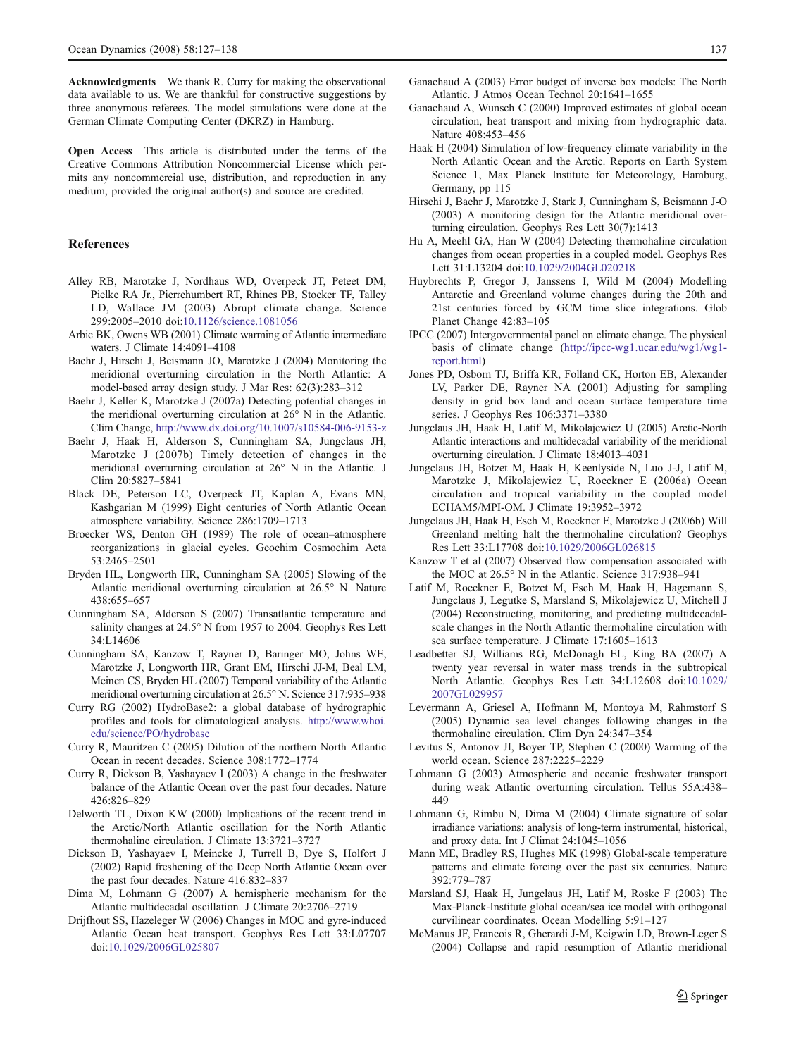**Acknowledgments** We thank R. Curry for making the observational data available to us. We are thankful for constructive suggestions by three anonymous referees. The model simulations were done at the German Climate Computing Center (DKRZ) in Hamburg.

**Open Access** This article is distributed under the terms of the Creative Commons Attribution Noncommercial License which permits any noncommercial use, distribution, and reproduction in any medium, provided the original author(s) and source are credited.

## References

Alley RB, Marotzke J, Nordhaus WD, Overpeck JT, Peteet DM, Pielke RA Jr., Pierrehumbert RT, Rhines PB, Stocker TF, Talley LD, Wallace JM (2003) Abrupt climate change. Science 299:2005–2010 doi:10.1126/science.1081056

Arbic BK, Owens WB (2001) Climate warming of Atlantic intermediate waters. J Climate 14:4091–4108

Baehr J, Hirschi J, Beismann JO, Marotzke J (2004) Monitoring the meridional overturning circulation in the North Atlantic: A model-based array design study. J Mar Res: 62(3):283–312

Baehr J, Keller K, Marotzke J (2007a) Detecting potential changes in the meridional overturning circulation at 26° N in the Atlantic. Clim Change, http://www.dx.doi.org/10.1007/s10584-006-9153-z

Baehr J, Haak H, Alderson S, Cunningham SA, Jungclaus JH, Marotzke J (2007b) Timely detection of changes in the meridional overturning circulation at 26° N in the Atlantic. J Clim 20:5827–5841

Black DE, Peterson LC, Overpeck JT, Kaplan A, Evans MN, Kashgarian M (1999) Eight centuries of North Atlantic Ocean atmosphere variability. Science 286:1709–1713

Broecker WS, Denton GH (1989) The role of ocean–atmosphere reorganizations in glacial cycles. Geochim Cosmochim Acta 53:2465–2501

Bryden HL, Longworth HR, Cunningham SA (2005) Slowing of the Atlantic meridional overturning circulation at 26.5° N. Nature 438:655–657

Cunningham SA, Alderson S (2007) Transatlantic temperature and salinity changes at 24.5° N from 1957 to 2004. Geophys Res Lett 34:L14606

Cunningham SA, Kanzow T, Rayner D, Baringer MO, Johns WE, Marotzke J, Longworth HR, Grant EM, Hirschi JJ-M, Beal LM, Meinen CS, Bryden HL (2007) Temporal variability of the Atlantic meridional overturning circulation at 26.5° N. Science 317:935–938

Curry RG (2002) HydroBase2: a global database of hydrographic profiles and tools for climatological analysis. http://www.whoi.edu/science/PO/hydrobase

Curry R, Mauritzen C (2005) Dilution of the northern North Atlantic Ocean in recent decades. Science 308:1772–1774

Curry R, Dickson B, Yashayaev I (2003) A change in the freshwater balance of the Atlantic Ocean over the past four decades. Nature 426:826–829

Delworth TL, Dixon KW (2000) Implications of the recent trend in the Arctic/North Atlantic oscillation for the North Atlantic thermohaline circulation. J Climate 13:3721–3727

Dickson B, Yashayaev I, Meincke J, Turrell B, Dye S, Holfort J (2002) Rapid freshening of the Deep North Atlantic Ocean over the past four decades. Nature 416:832–837

Dima M, Lohmann G (2007) A hemispheric mechanism for the Atlantic multidecadal oscillation. J Climate 20:2706–2719

Drijfhout SS, Hazeleger W (2006) Changes in MOC and gyre-induced Atlantic Ocean heat transport. Geophys Res Lett 33:L07707 doi:10.1029/2006GL025807

Ganachaud A (2003) Error budget of inverse box models: The North Atlantic. J Atmos Ocean Technol 20:1641–1655

Ganachaud A, Wunsch C (2000) Improved estimates of global ocean circulation, heat transport and mixing from hydrographic data. Nature 408:453–456

Haak H (2004) Simulation of low-frequency climate variability in the North Atlantic Ocean and the Arctic. Reports on Earth System Science 1, Max Planck Institute for Meteorology, Hamburg, Germany, pp 115

Hirschi J, Baehr J, Marotzke J, Stark J, Cunningham S, Beismann J-O (2003) A monitoring design for the Atlantic meridional overturning circulation. Geophys Res Lett 30(7):1413

Hu A, Meehl GA, Han W (2004) Detecting thermohaline circulation changes from ocean properties in a coupled model. Geophys Res Lett 31:L13204 doi:10.1029/2004GL020218

Huybrechts P, Gregor J, Janssens I, Wild M (2004) Modelling Antarctic and Greenland volume changes during the 20th and 21st centuries forced by GCM time slice integrations. Glob Planet Change 42:83–105

IPCC (2007) Intergovernmental panel on climate change. The physical basis of climate change (http://ipcc-wg1.ucar.edu/wg1/wg1-report.html)

Jones PD, Osborn TJ, Briffa KR, Folland CK, Horton EB, Alexander LV, Parker DE, Rayner NA (2001) Adjusting for sampling density in grid box land and ocean surface temperature time series. J Geophys Res 106:3371–3380

Jungclaus JH, Haak H, Latif M, Mikolajewicz U (2005) Arctic-North Atlantic interactions and multidecadal variability of the meridional overturning circulation. J Climate 18:4013–4031

Jungclaus JH, Botzet M, Haak H, Keenlyside N, Luo J-J, Latif M, Marotzke J, Mikolajewicz U, Roeckner E (2006a) Ocean circulation and tropical variability in the coupled model ECHAM5/MPI-OM. J Climate 19:3952–3972

Jungclaus JH, Haak H, Esch M, Roeckner E, Marotzke J (2006b) Will Greenland melting halt the thermohaline circulation? Geophys Res Lett 33:L17708 doi:10.1029/2006GL026815

Kanzow T et al (2007) Observed flow compensation associated with the MOC at 26.5° N in the Atlantic. Science 317:938–941

Latif M, Roeckner E, Botzet M, Esch M, Haak H, Hagemann S, Jungclaus J, Legutke S, Marsland S, Mikolajewicz U, Mitchell J (2004) Reconstructing, monitoring, and predicting multidecadal-scale changes in the North Atlantic thermohaline circulation with sea surface temperature. J Climate 17:1605–1613

Leadbetter SJ, Williams RG, McDonagh EL, King BA (2007) A twenty year reversal in water mass trends in the subtropical North Atlantic. Geophys Res Lett 34:L12608 doi:10.1029/2007GL029957

Levermann A, Griesel A, Hofmann M, Montoya M, Rahmstorf S (2005) Dynamic sea level changes following changes in the thermohaline circulation. Clim Dyn 24:347–354

Levitus S, Antonov JI, Boyer TP, Stephen C (2000) Warming of the world ocean. Science 287:2225–2229

Lohmann G (2003) Atmospheric and oceanic freshwater transport during weak Atlantic overturning circulation. Tellus 55A:438–449

Lohmann G, Rimbu N, Dima M (2004) Climate signature of solar irradiance variations: analysis of long-term instrumental, historical, and proxy data. Int J Climat 24:1045–1056

Mann ME, Bradley RS, Hughes MK (1998) Global-scale temperature patterns and climate forcing over the past six centuries. Nature 392:779–787

Marsland SJ, Haak H, Jungclaus JH, Latif M, Roske F (2003) The Max-Planck-Institute global ocean/sea ice model with orthogonal curvilinear coordinates. Ocean Modelling 5:91–127

McManus JF, Francois R, Gherardi J-M, Keigwin LD, Brown-Leger S (2004) Collapse and rapid resumption of Atlantic meridional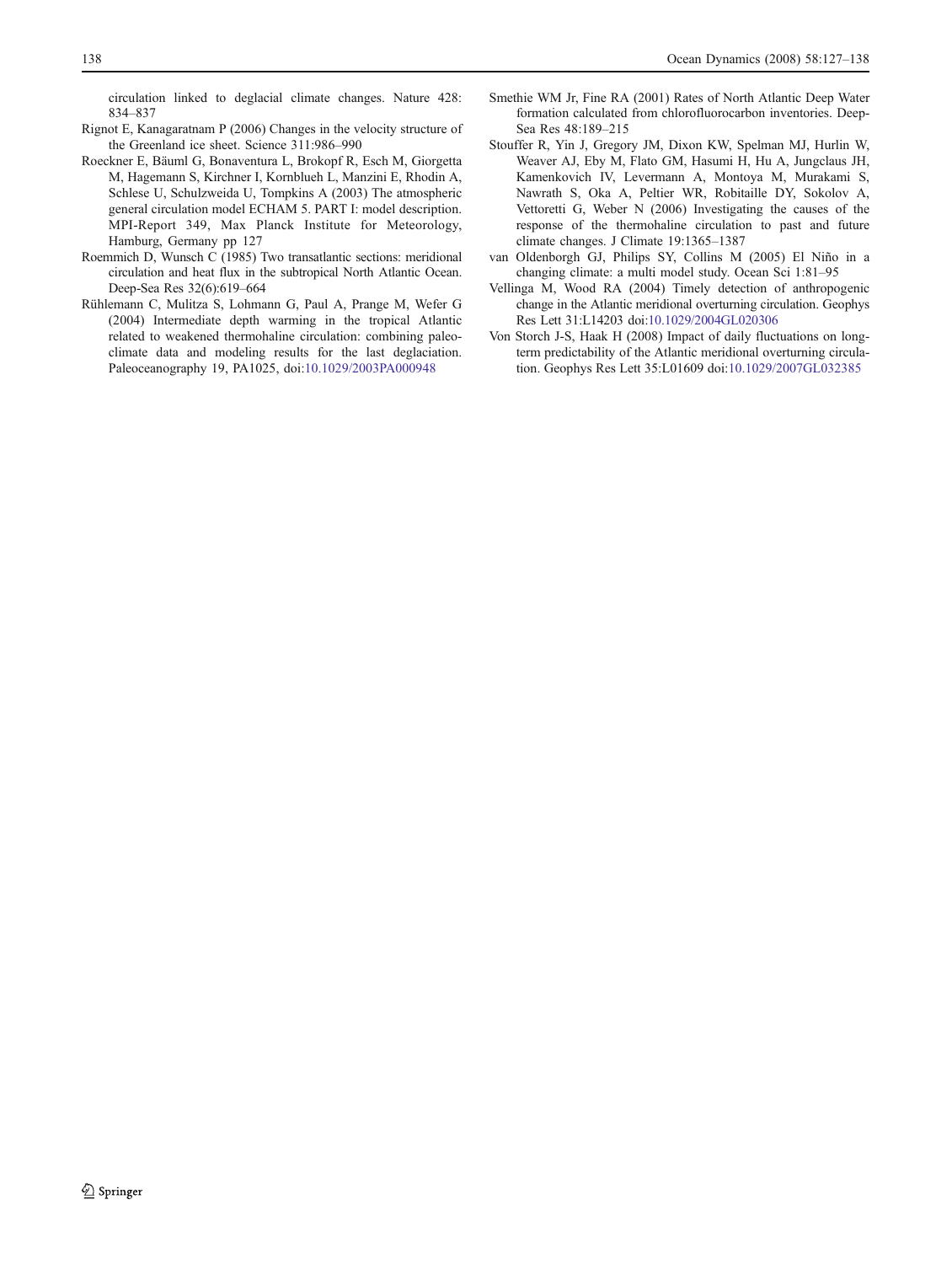circulation linked to deglacial climate changes. Nature 428: 834–837

Rignot E, Kanagaratnam P (2006) Changes in the velocity structure of the Greenland ice sheet. Science 311:986–990

Roeckner E, Bäuml G, Bonaventura L, Brokopf R, Esch M, Giorgetta M, Hagemann S, Kirchner I, Kornblueh L, Manzini E, Rhodin A, Schlese U, Schulzweida U, Tompkins A (2003) The atmospheric general circulation model ECHAM 5. PART I: model description. MPI-Report 349, Max Planck Institute for Meteorology, Hamburg, Germany pp 127

Roemmich D, Wunsch C (1985) Two transatlantic sections: meridional circulation and heat flux in the subtropical North Atlantic Ocean. Deep-Sea Res 32(6):619–664

Rühlemann C, Mulitza S, Lohmann G, Paul A, Prange M, Wefer G (2004) Intermediate depth warming in the tropical Atlantic related to weakened thermohaline circulation: combining paleoclimate data and modeling results for the last deglaciation. Paleoceanography 19, PA1025, doi:10.1029/2003PA000948

Smethie WM Jr, Fine RA (2001) Rates of North Atlantic Deep Water formation calculated from chlorofluorocarbon inventories. Deep-Sea Res 48:189–215

Stouffer R, Yin J, Gregory JM, Dixon KW, Spelman MJ, Hurlin W, Weaver AJ, Eby M, Flato GM, Hasumi H, Hu A, Jungclaus JH, Kamenkovich IV, Levermann A, Montoya M, Murakami S, Nawrath S, Oka A, Peltier WR, Robitaille DY, Sokolov A, Vettoretti G, Weber N (2006) Investigating the causes of the response of the thermohaline circulation to past and future climate changes. J Climate 19:1365–1387

van Oldenborgh GJ, Philips SY, Collins M (2005) El Niño in a changing climate: a multi model study. Ocean Sci 1:81–95

Vellinga M, Wood RA (2004) Timely detection of anthropogenic change in the Atlantic meridional overturning circulation. Geophys Res Lett 31:L14203 doi:10.1029/2004GL020306

Von Storch J-S, Haak H (2008) Impact of daily fluctuations on long-term predictability of the Atlantic meridional overturning circulation. Geophys Res Lett 35:L01609 doi:10.1029/2007GL032385